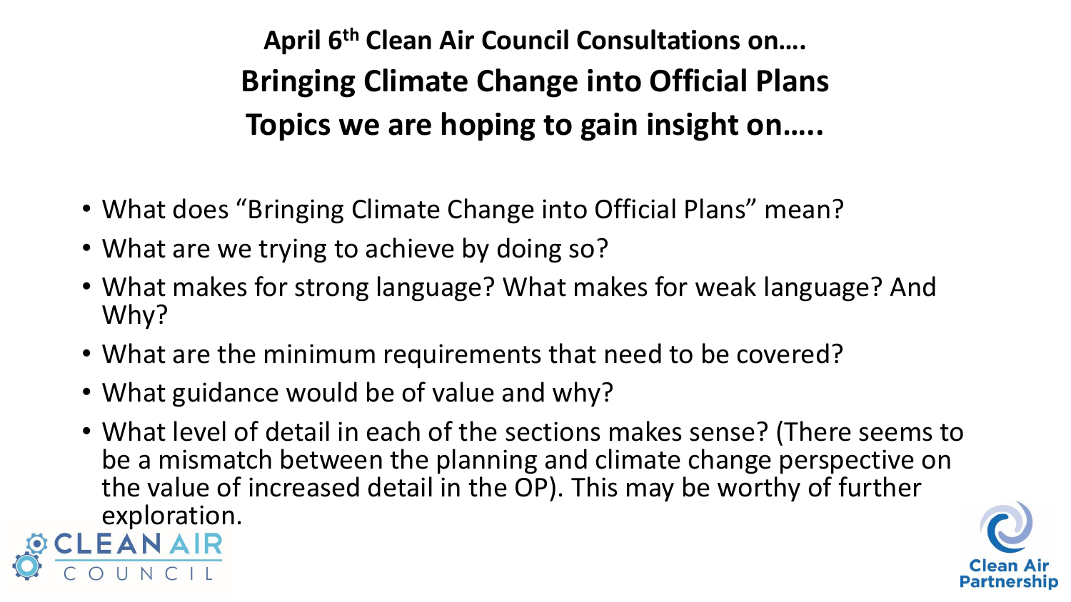# April 6th Clean Air Council Consultations on….

## Bringing Climate Change into Official Plans

## Topics we are hoping to gain insight on…..

- What does "Bringing Climate Change into Official Plans" mean?
- What are we trying to achieve by doing so?
- What makes for strong language? What makes for weak language? And Why?
- What are the minimum requirements that need to be covered?
- What guidance would be of value and why?
- What level of detail in each of the sections makes sense? (There seems to be a mismatch between the planning and climate change perspective on the value of increased detail in the OP). This may be worthy of further exploration.

CLEAN AIR COUNCIL

Clean Air Partnership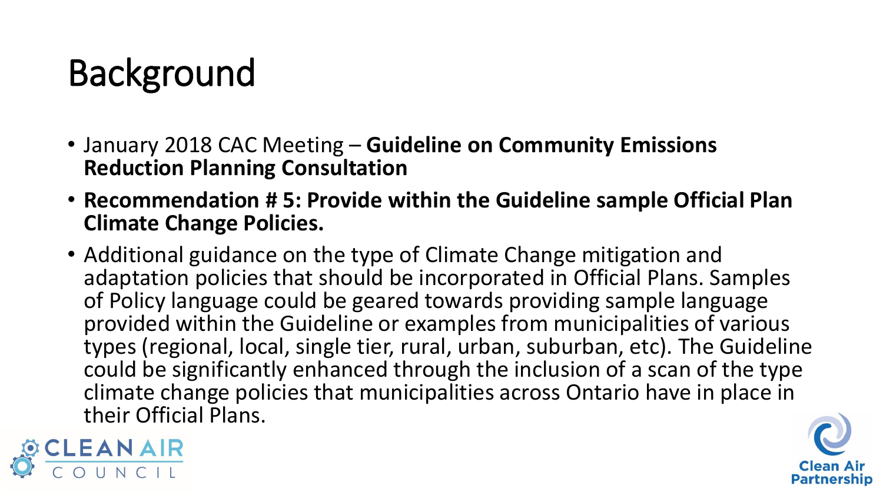# Background

- January 2018 CAC Meeting – **Guideline on Community Emissions Reduction Planning Consultation**
- **Recommendation # 5: Provide within the Guideline sample Official Plan Climate Change Policies.**
- Additional guidance on the type of Climate Change mitigation and adaptation policies that should be incorporated in Official Plans. Samples of Policy language could be geared towards providing sample language provided within the Guideline or examples from municipalities of various types (regional, local, single tier, rural, urban, suburban, etc). The Guideline could be significantly enhanced through the inclusion of a scan of the type climate change policies that municipalities across Ontario have in place in their Official Plans.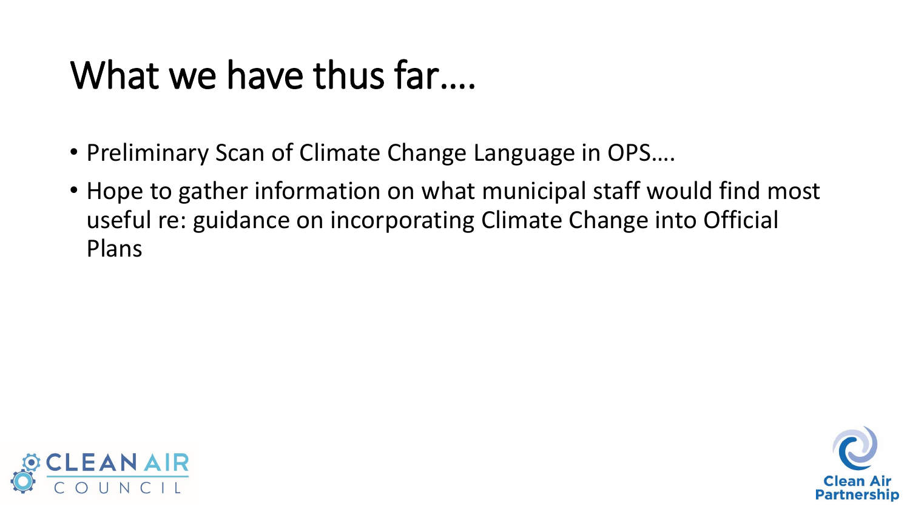# What we have thus far….

- Preliminary Scan of Climate Change Language in OPS….
- Hope to gather information on what municipal staff would find most useful re: guidance on incorporating Climate Change into Official Plans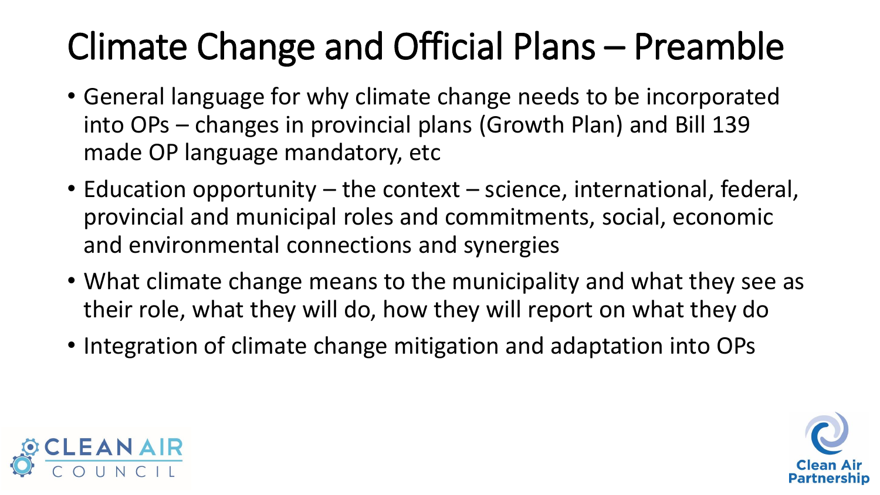# Climate Change and Official Plans – Preamble

- General language for why climate change needs to be incorporated into OPs – changes in provincial plans (Growth Plan) and Bill 139 made OP language mandatory, etc
- Education opportunity – the context – science, international, federal, provincial and municipal roles and commitments, social, economic and environmental connections and synergies
- What climate change means to the municipality and what they see as their role, what they will do, how they will report on what they do
- Integration of climate change mitigation and adaptation into OPs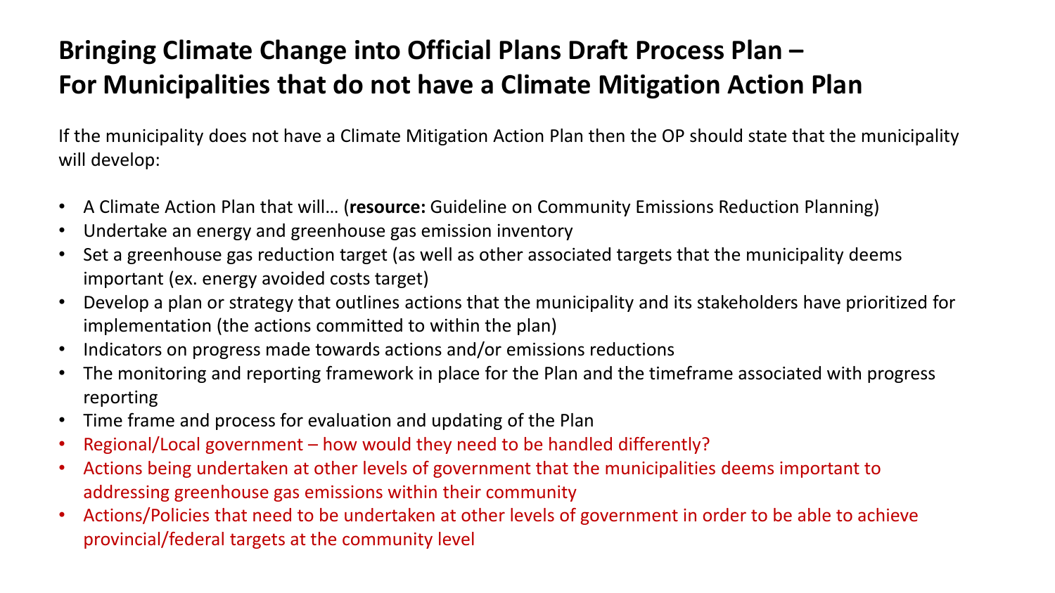# Bringing Climate Change into Official Plans Draft Process Plan – For Municipalities that do not have a Climate Mitigation Action Plan

If the municipality does not have a Climate Mitigation Action Plan then the OP should state that the municipality will develop:

- A Climate Action Plan that will… (**resource:** Guideline on Community Emissions Reduction Planning)
- Undertake an energy and greenhouse gas emission inventory
- Set a greenhouse gas reduction target (as well as other associated targets that the municipality deems important (ex. energy avoided costs target)
- Develop a plan or strategy that outlines actions that the municipality and its stakeholders have prioritized for implementation (the actions committed to within the plan)
- Indicators on progress made towards actions and/or emissions reductions
- The monitoring and reporting framework in place for the Plan and the timeframe associated with progress reporting
- Time frame and process for evaluation and updating of the Plan
- Regional/Local government – how would they need to be handled differently?
- Actions being undertaken at other levels of government that the municipalities deems important to addressing greenhouse gas emissions within their community
- Actions/Policies that need to be undertaken at other levels of government in order to be able to achieve provincial/federal targets at the community level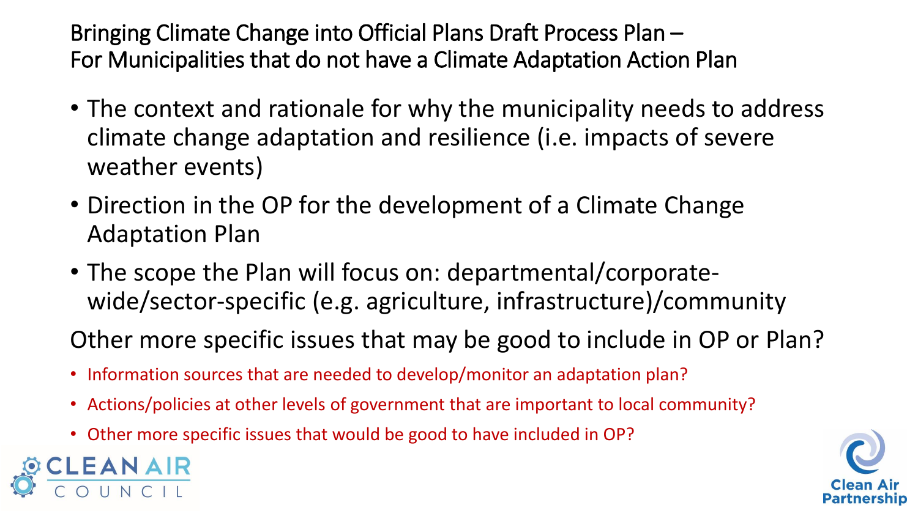# Bringing Climate Change into Official Plans Draft Process Plan – For Municipalities that do not have a Climate Adaptation Action Plan

- The context and rationale for why the municipality needs to address climate change adaptation and resilience (i.e. impacts of severe weather events)
- Direction in the OP for the development of a Climate Change Adaptation Plan
- The scope the Plan will focus on: departmental/corporate-wide/sector-specific (e.g. agriculture, infrastructure)/community

Other more specific issues that may be good to include in OP or Plan?

- Information sources that are needed to develop/monitor an adaptation plan?
- Actions/policies at other levels of government that are important to local community?
- Other more specific issues that would be good to have included in OP?

CLEAN AIR COUNCIL

Clean Air Partnership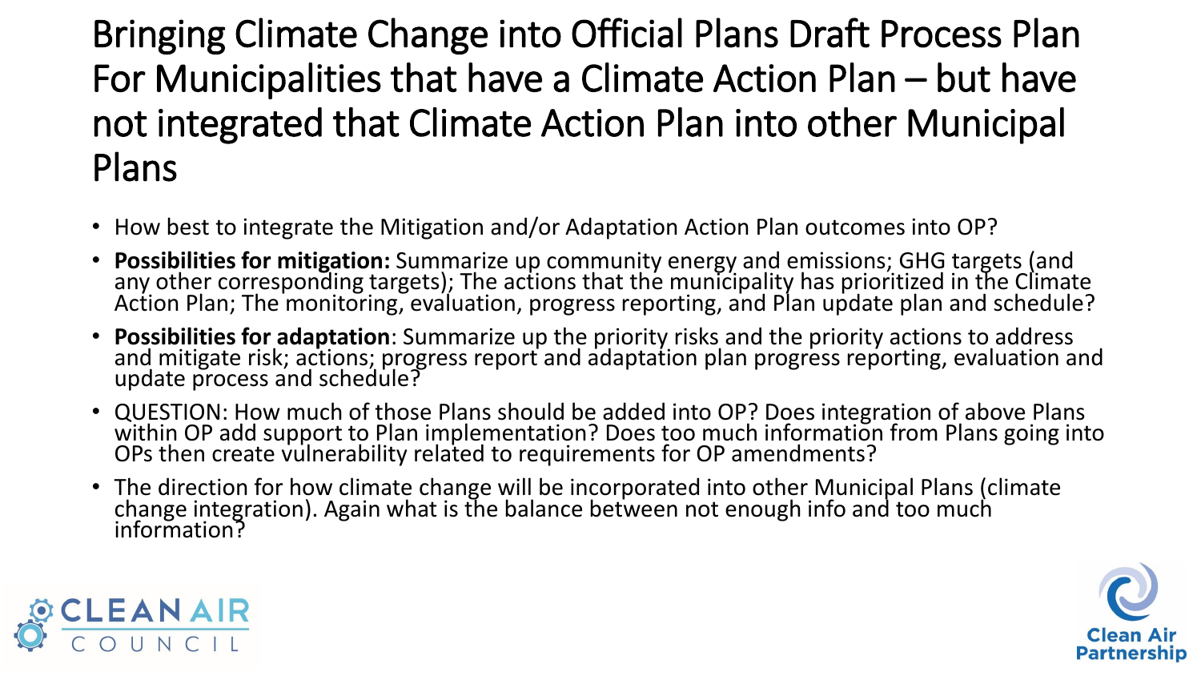# Bringing Climate Change into Official Plans Draft Process Plan For Municipalities that have a Climate Action Plan – but have not integrated that Climate Action Plan into other Municipal Plans

- How best to integrate the Mitigation and/or Adaptation Action Plan outcomes into OP?
- **Possibilities for mitigation:** Summarize up community energy and emissions; GHG targets (and any other corresponding targets); The actions that the municipality has prioritized in the Climate Action Plan; The monitoring, evaluation, progress reporting, and Plan update plan and schedule?
- **Possibilities for adaptation**: Summarize up the priority risks and the priority actions to address and mitigate risk; actions; progress report and adaptation plan progress reporting, evaluation and update process and schedule?
- QUESTION: How much of those Plans should be added into OP? Does integration of above Plans within OP add support to Plan implementation? Does too much information from Plans going into OPs then create vulnerability related to requirements for OP amendments?
- The direction for how climate change will be incorporated into other Municipal Plans (climate change integration). Again what is the balance between not enough info and too much information?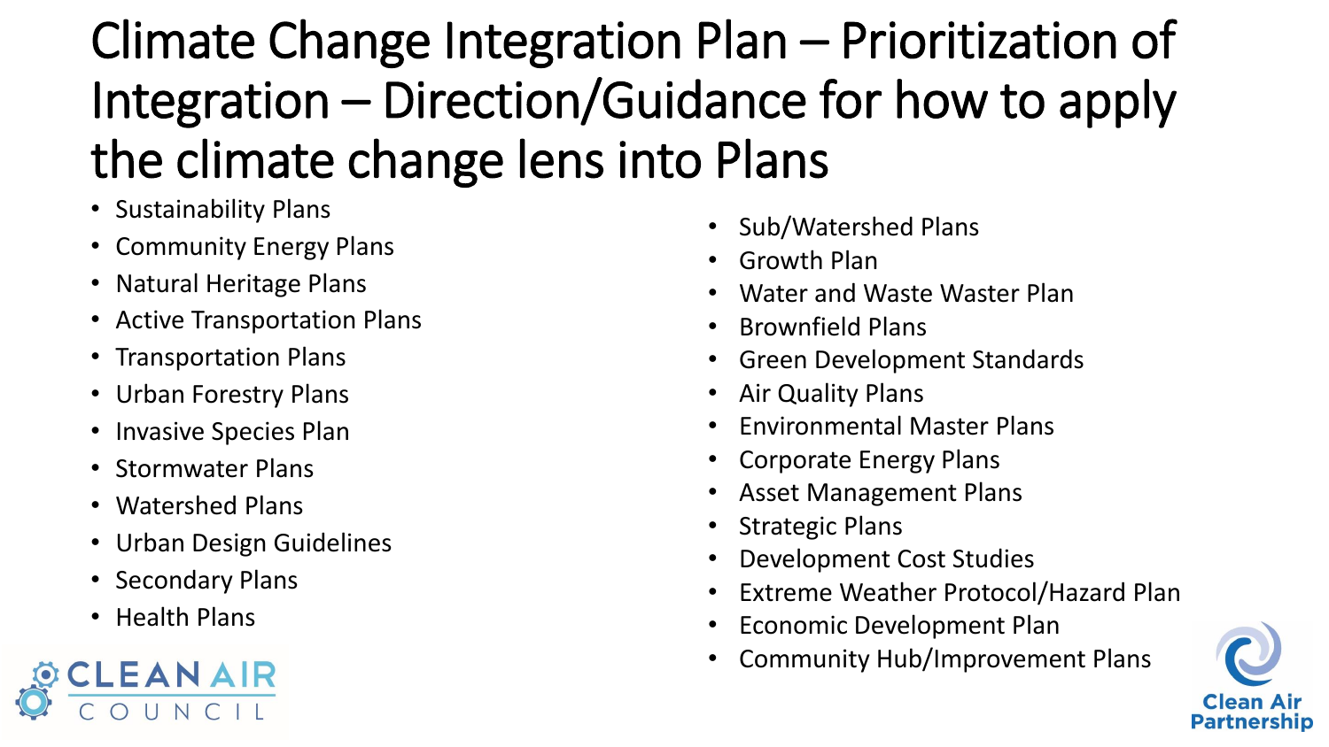# Climate Change Integration Plan – Prioritization of Integration – Direction/Guidance for how to apply the climate change lens into Plans

- Sustainability Plans
- Community Energy Plans
- Natural Heritage Plans
- Active Transportation Plans
- Transportation Plans
- Urban Forestry Plans
- Invasive Species Plan
- Stormwater Plans
- Watershed Plans
- Urban Design Guidelines
- Secondary Plans
- Health Plans
- Sub/Watershed Plans
- Growth Plan
- Water and Waste Waster Plan
- Brownfield Plans
- Green Development Standards
- Air Quality Plans
- Environmental Master Plans
- Corporate Energy Plans
- Asset Management Plans
- Strategic Plans
- Development Cost Studies
- Extreme Weather Protocol/Hazard Plan
- Economic Development Plan
- Community Hub/Improvement Plans

CLEAN AIR COUNCIL

Clean Air Partnership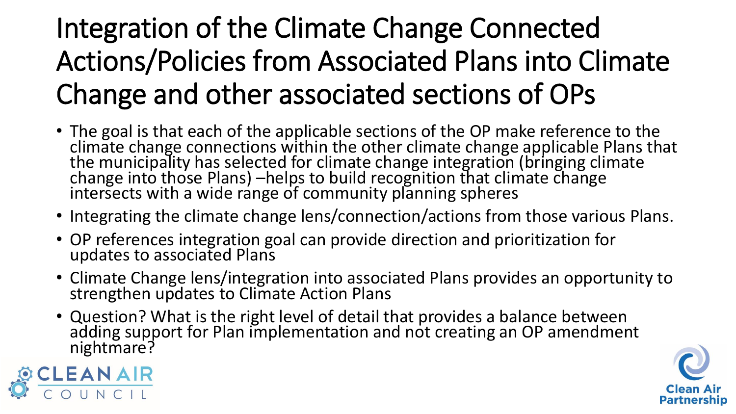# Integration of the Climate Change Connected Actions/Policies from Associated Plans into Climate Change and other associated sections of OPs

- The goal is that each of the applicable sections of the OP make reference to the climate change connections within the other climate change applicable Plans that the municipality has selected for climate change integration (bringing climate change into those Plans) –helps to build recognition that climate change intersects with a wide range of community planning spheres
- Integrating the climate change lens/connection/actions from those various Plans.
- OP references integration goal can provide direction and prioritization for updates to associated Plans
- Climate Change lens/integration into associated Plans provides an opportunity to strengthen updates to Climate Action Plans
- Question? What is the right level of detail that provides a balance between adding support for Plan implementation and not creating an OP amendment nightmare?

CLEAN AIR COUNCIL

Clean Air Partnership